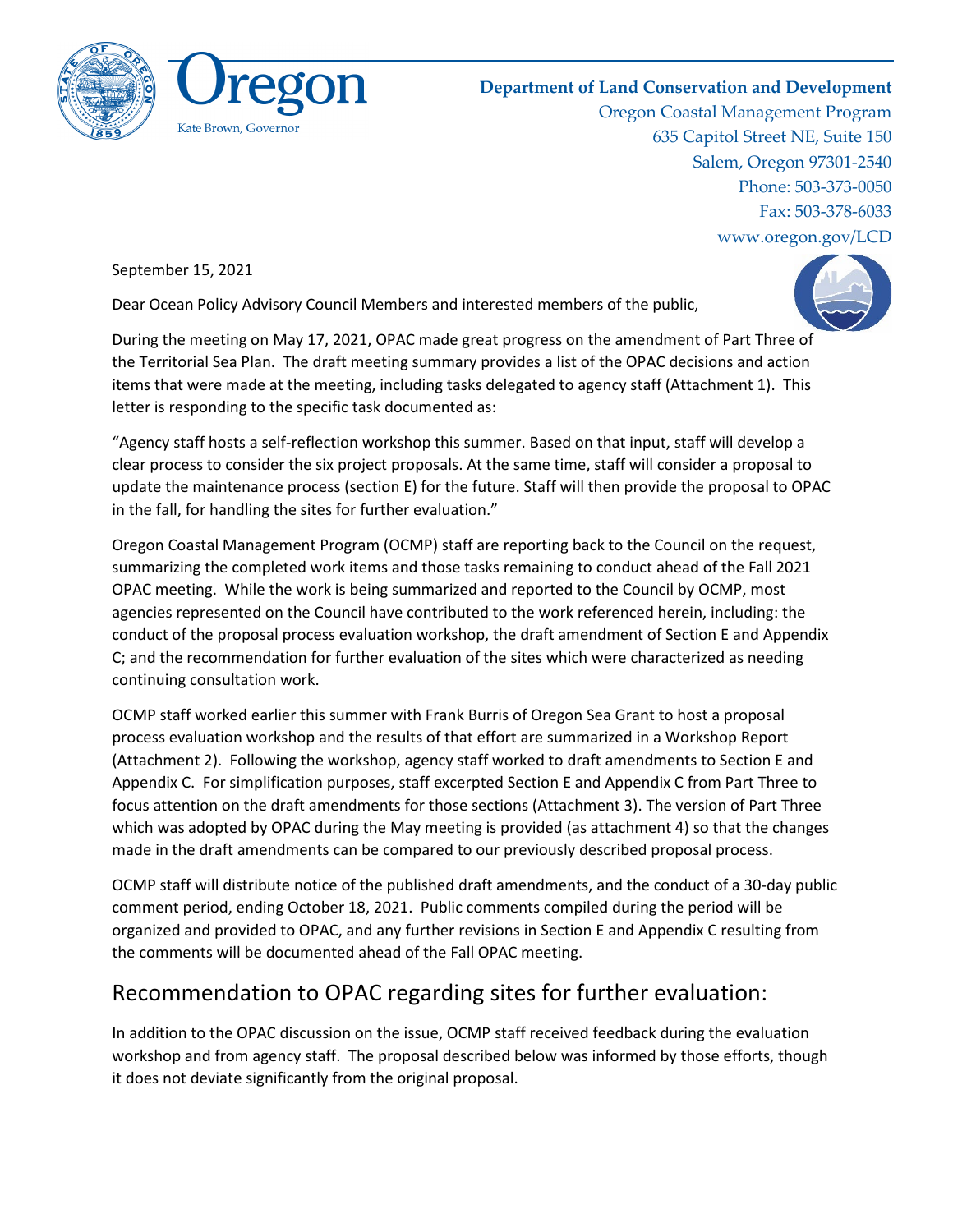Oregon

Kate Brown, Governor

**Department of Land Conservation and Development**
Oregon Coastal Management Program
635 Capitol Street NE, Suite 150
Salem, Oregon 97301-2540
Phone: 503-373-0050
Fax: 503-378-6033
www.oregon.gov/LCD

September 15, 2021

Dear Ocean Policy Advisory Council Members and interested members of the public,

During the meeting on May 17, 2021, OPAC made great progress on the amendment of Part Three of the Territorial Sea Plan. The draft meeting summary provides a list of the OPAC decisions and action items that were made at the meeting, including tasks delegated to agency staff (Attachment 1). This letter is responding to the specific task documented as:

"Agency staff hosts a self-reflection workshop this summer. Based on that input, staff will develop a clear process to consider the six project proposals. At the same time, staff will consider a proposal to update the maintenance process (section E) for the future. Staff will then provide the proposal to OPAC in the fall, for handling the sites for further evaluation."

Oregon Coastal Management Program (OCMP) staff are reporting back to the Council on the request, summarizing the completed work items and those tasks remaining to conduct ahead of the Fall 2021 OPAC meeting. While the work is being summarized and reported to the Council by OCMP, most agencies represented on the Council have contributed to the work referenced herein, including: the conduct of the proposal process evaluation workshop, the draft amendment of Section E and Appendix C; and the recommendation for further evaluation of the sites which were characterized as needing continuing consultation work.

OCMP staff worked earlier this summer with Frank Burris of Oregon Sea Grant to host a proposal process evaluation workshop and the results of that effort are summarized in a Workshop Report (Attachment 2). Following the workshop, agency staff worked to draft amendments to Section E and Appendix C. For simplification purposes, staff excerpted Section E and Appendix C from Part Three to focus attention on the draft amendments for those sections (Attachment 3). The version of Part Three which was adopted by OPAC during the May meeting is provided (as attachment 4) so that the changes made in the draft amendments can be compared to our previously described proposal process.

OCMP staff will distribute notice of the published draft amendments, and the conduct of a 30-day public comment period, ending October 18, 2021. Public comments compiled during the period will be organized and provided to OPAC, and any further revisions in Section E and Appendix C resulting from the comments will be documented ahead of the Fall OPAC meeting.

## Recommendation to OPAC regarding sites for further evaluation:

In addition to the OPAC discussion on the issue, OCMP staff received feedback during the evaluation workshop and from agency staff. The proposal described below was informed by those efforts, though it does not deviate significantly from the original proposal.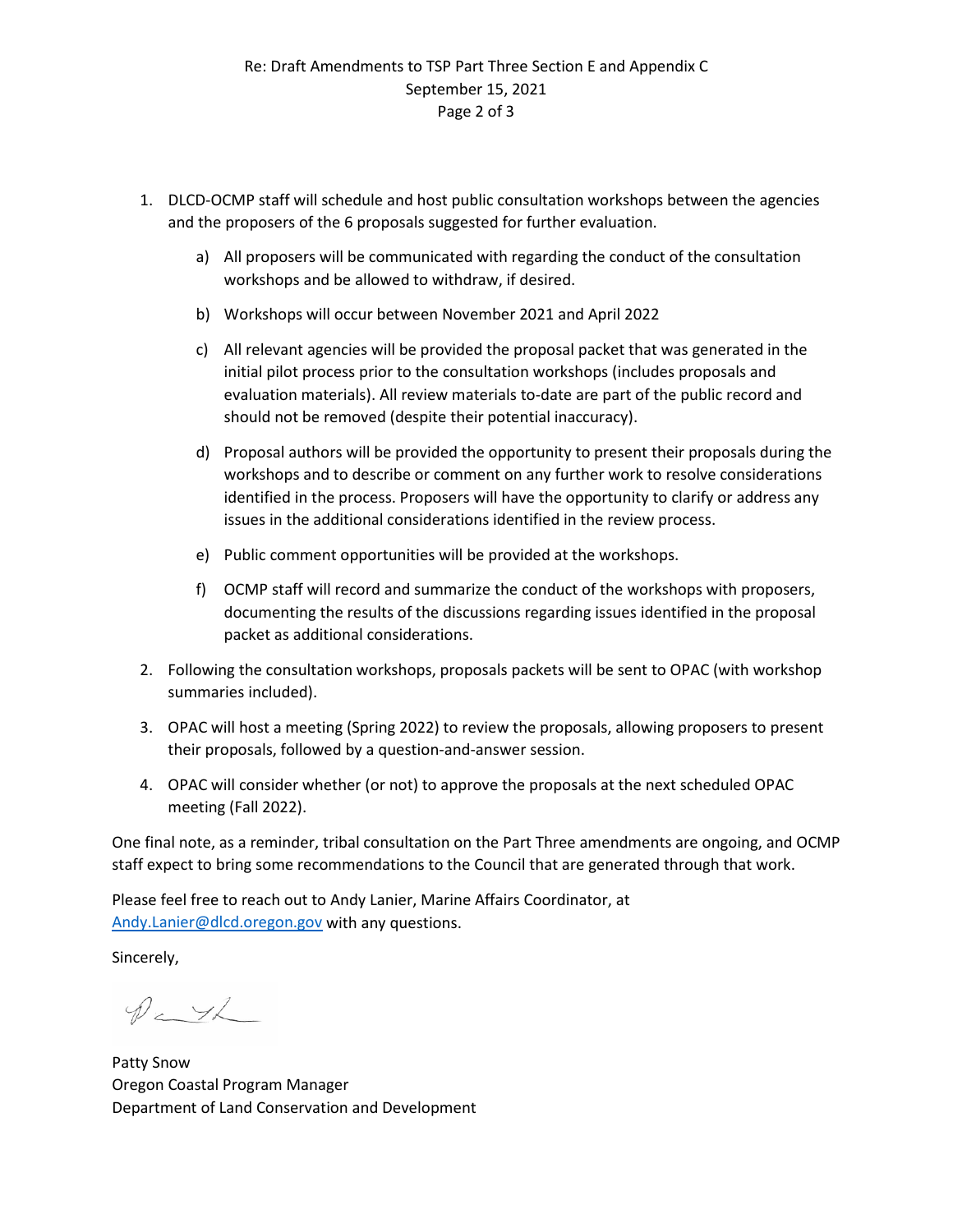1. DLCD-OCMP staff will schedule and host public consultation workshops between the agencies and the proposers of the 6 proposals suggested for further evaluation.

    a) All proposers will be communicated with regarding the conduct of the consultation workshops and be allowed to withdraw, if desired.

    b) Workshops will occur between November 2021 and April 2022

    c) All relevant agencies will be provided the proposal packet that was generated in the initial pilot process prior to the consultation workshops (includes proposals and evaluation materials). All review materials to-date are part of the public record and should not be removed (despite their potential inaccuracy).

    d) Proposal authors will be provided the opportunity to present their proposals during the workshops and to describe or comment on any further work to resolve considerations identified in the process. Proposers will have the opportunity to clarify or address any issues in the additional considerations identified in the review process.

    e) Public comment opportunities will be provided at the workshops.

    f) OCMP staff will record and summarize the conduct of the workshops with proposers, documenting the results of the discussions regarding issues identified in the proposal packet as additional considerations.

2. Following the consultation workshops, proposals packets will be sent to OPAC (with workshop summaries included).

3. OPAC will host a meeting (Spring 2022) to review the proposals, allowing proposers to present their proposals, followed by a question-and-answer session.

4. OPAC will consider whether (or not) to approve the proposals at the next scheduled OPAC meeting (Fall 2022).

One final note, as a reminder, tribal consultation on the Part Three amendments are ongoing, and OCMP staff expect to bring some recommendations to the Council that are generated through that work.

Please feel free to reach out to Andy Lanier, Marine Affairs Coordinator, at Andy.Lanier@dlcd.oregon.gov with any questions.

Sincerely,

Patty Snow
Oregon Coastal Program Manager
Department of Land Conservation and Development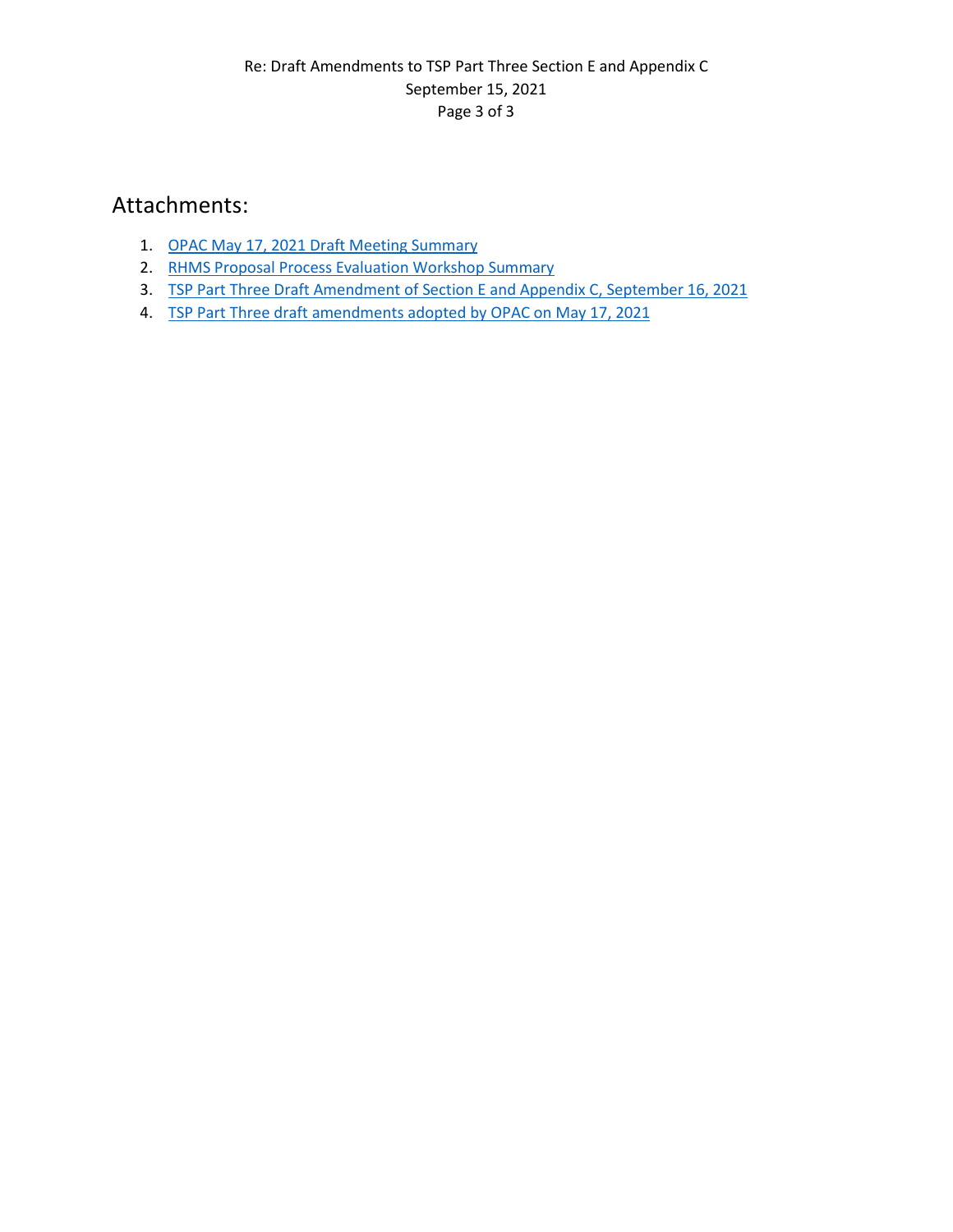## Attachments:

1. OPAC May 17, 2021 Draft Meeting Summary
2. RHMS Proposal Process Evaluation Workshop Summary
3. TSP Part Three Draft Amendment of Section E and Appendix C, September 16, 2021
4. TSP Part Three draft amendments adopted by OPAC on May 17, 2021